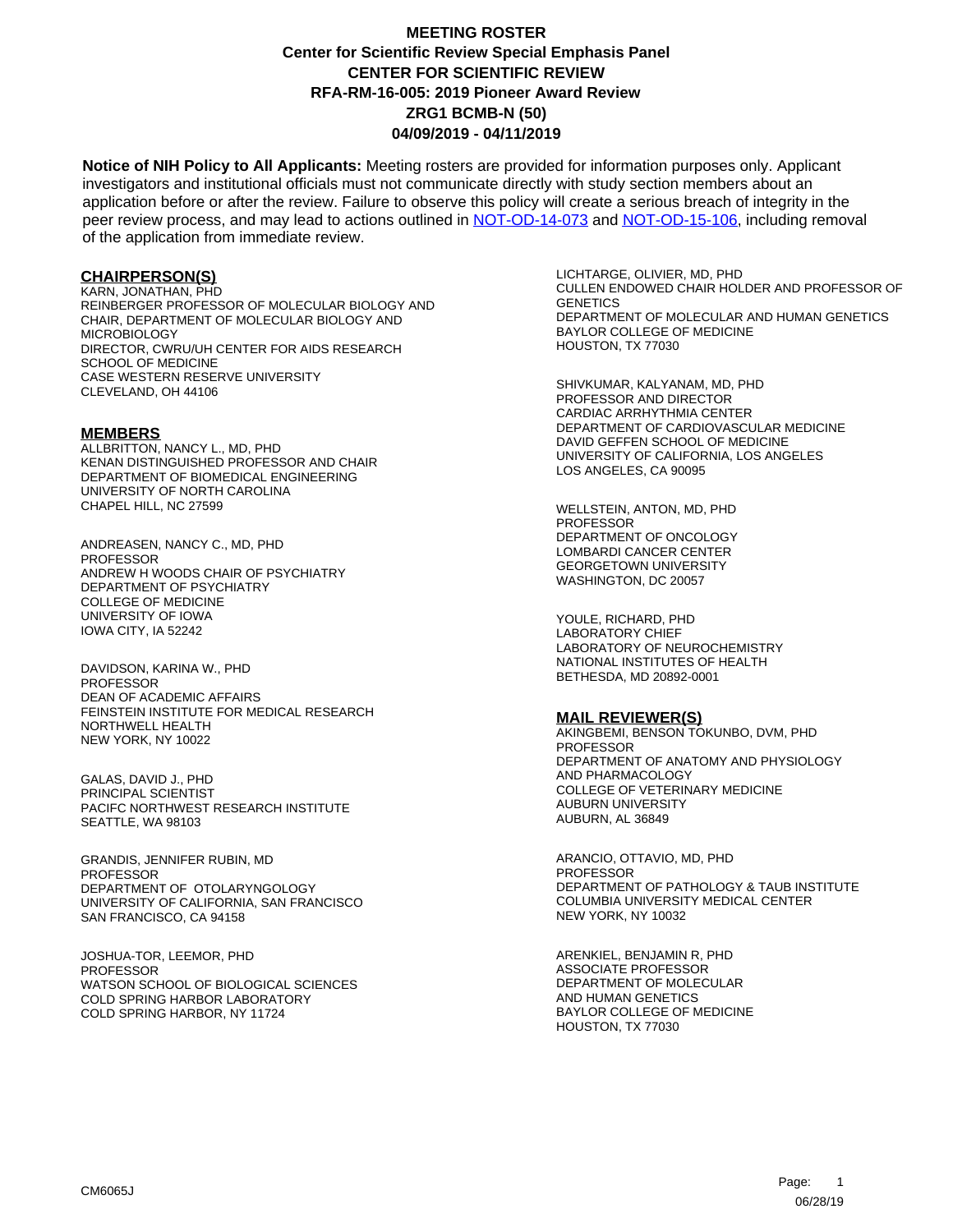# MEETING ROSTER
## Center for Scientific Review Special Emphasis Panel
## CENTER FOR SCIENTIFIC REVIEW
## RFA-RM-16-005: 2019 Pioneer Award Review
## ZRG1 BCMB-N (50)
## 04/09/2019 - 04/11/2019

**Notice of NIH Policy to All Applicants:** Meeting rosters are provided for information purposes only. Applicant investigators and institutional officials must not communicate directly with study section members about an application before or after the review. Failure to observe this policy will create a serious breach of integrity in the peer review process, and may lead to actions outlined in NOT-OD-14-073 and NOT-OD-15-106, including removal of the application from immediate review.

### CHAIRPERSON(S)

KARN, JONATHAN, PHD
REINBERGER PROFESSOR OF MOLECULAR BIOLOGY AND CHAIR, DEPARTMENT OF MOLECULAR BIOLOGY AND MICROBIOLOGY
DIRECTOR, CWRU/UH CENTER FOR AIDS RESEARCH
SCHOOL OF MEDICINE
CASE WESTERN RESERVE UNIVERSITY
CLEVELAND, OH 44106

### MEMBERS

ALLBRITTON, NANCY L., MD, PHD
KENAN DISTINGUISHED PROFESSOR AND CHAIR
DEPARTMENT OF BIOMEDICAL ENGINEERING
UNIVERSITY OF NORTH CAROLINA
CHAPEL HILL, NC 27599

ANDREASEN, NANCY C., MD, PHD
PROFESSOR
ANDREW H WOODS CHAIR OF PSYCHIATRY
DEPARTMENT OF PSYCHIATRY
COLLEGE OF MEDICINE
UNIVERSITY OF IOWA
IOWA CITY, IA 52242

DAVIDSON, KARINA W., PHD
PROFESSOR
DEAN OF ACADEMIC AFFAIRS
FEINSTEIN INSTITUTE FOR MEDICAL RESEARCH
NORTHWELL HEALTH
NEW YORK, NY 10022

GALAS, DAVID J., PHD
PRINCIPAL SCIENTIST
PACIFC NORTHWEST RESEARCH INSTITUTE
SEATTLE, WA 98103

GRANDIS, JENNIFER RUBIN, MD
PROFESSOR
DEPARTMENT OF OTOLARYNGOLOGY
UNIVERSITY OF CALIFORNIA, SAN FRANCISCO
SAN FRANCISCO, CA 94158

JOSHUA-TOR, LEEMOR, PHD
PROFESSOR
WATSON SCHOOL OF BIOLOGICAL SCIENCES
COLD SPRING HARBOR LABORATORY
COLD SPRING HARBOR, NY 11724

LICHTARGE, OLIVIER, MD, PHD
CULLEN ENDOWED CHAIR HOLDER AND PROFESSOR OF GENETICS
DEPARTMENT OF MOLECULAR AND HUMAN GENETICS
BAYLOR COLLEGE OF MEDICINE
HOUSTON, TX 77030

SHIVKUMAR, KALYANAM, MD, PHD
PROFESSOR AND DIRECTOR
CARDIAC ARRHYTHMIA CENTER
DEPARTMENT OF CARDIOVASCULAR MEDICINE
DAVID GEFFEN SCHOOL OF MEDICINE
UNIVERSITY OF CALIFORNIA, LOS ANGELES
LOS ANGELES, CA 90095

WELLSTEIN, ANTON, MD, PHD
PROFESSOR
DEPARTMENT OF ONCOLOGY
LOMBARDI CANCER CENTER
GEORGETOWN UNIVERSITY
WASHINGTON, DC 20057

YOULE, RICHARD, PHD
LABORATORY CHIEF
LABORATORY OF NEUROCHEMISTRY
NATIONAL INSTITUTES OF HEALTH
BETHESDA, MD 20892-0001

### MAIL REVIEWER(S)

AKINGBEMI, BENSON TOKUNBO, DVM, PHD
PROFESSOR
DEPARTMENT OF ANATOMY AND PHYSIOLOGY AND PHARMACOLOGY
COLLEGE OF VETERINARY MEDICINE
AUBURN UNIVERSITY
AUBURN, AL 36849

ARANCIO, OTTAVIO, MD, PHD
PROFESSOR
DEPARTMENT OF PATHOLOGY & TAUB INSTITUTE
COLUMBIA UNIVERSITY MEDICAL CENTER
NEW YORK, NY 10032

ARENKIEL, BENJAMIN R, PHD
ASSOCIATE PROFESSOR
DEPARTMENT OF MOLECULAR AND HUMAN GENETICS
BAYLOR COLLEGE OF MEDICINE
HOUSTON, TX 77030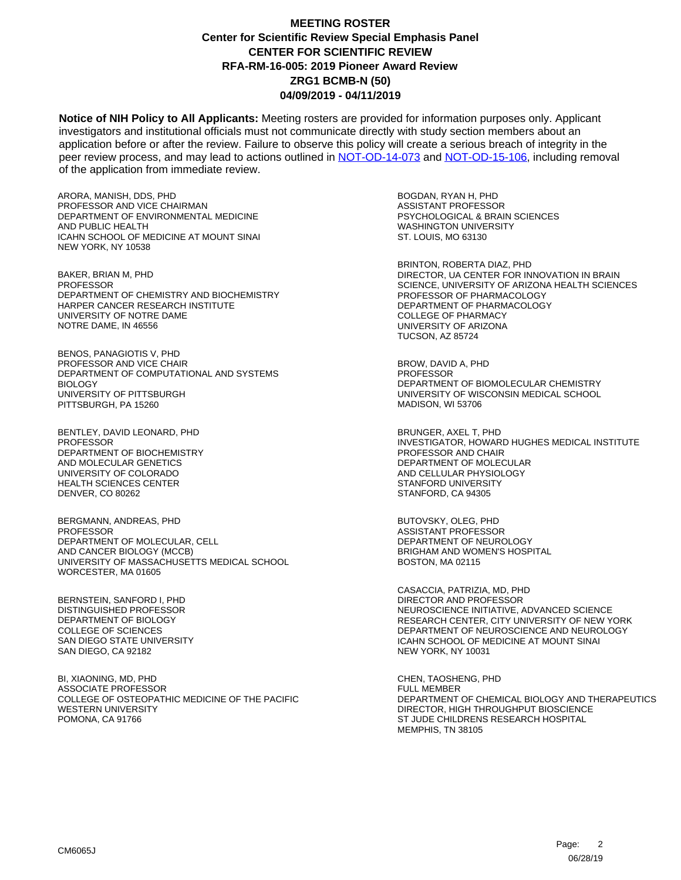# MEETING ROSTER
## Center for Scientific Review Special Emphasis Panel
## CENTER FOR SCIENTIFIC REVIEW
## RFA-RM-16-005: 2019 Pioneer Award Review
## ZRG1 BCMB-N (50)
## 04/09/2019 - 04/11/2019

**Notice of NIH Policy to All Applicants:** Meeting rosters are provided for information purposes only. Applicant investigators and institutional officials must not communicate directly with study section members about an application before or after the review. Failure to observe this policy will create a serious breach of integrity in the peer review process, and may lead to actions outlined in NOT-OD-14-073 and NOT-OD-15-106, including removal of the application from immediate review.

ARORA, MANISH, DDS, PHD
PROFESSOR AND VICE CHAIRMAN
DEPARTMENT OF ENVIRONMENTAL MEDICINE
AND PUBLIC HEALTH
ICAHN SCHOOL OF MEDICINE AT MOUNT SINAI
NEW YORK, NY 10538

BAKER, BRIAN M, PHD
PROFESSOR
DEPARTMENT OF CHEMISTRY AND BIOCHEMISTRY
HARPER CANCER RESEARCH INSTITUTE
UNIVERSITY OF NOTRE DAME
NOTRE DAME, IN 46556

BENOS, PANAGIOTIS V, PHD
PROFESSOR AND VICE CHAIR
DEPARTMENT OF COMPUTATIONAL AND SYSTEMS
BIOLOGY
UNIVERSITY OF PITTSBURGH
PITTSBURGH, PA 15260

BENTLEY, DAVID LEONARD, PHD
PROFESSOR
DEPARTMENT OF BIOCHEMISTRY
AND MOLECULAR GENETICS
UNIVERSITY OF COLORADO
HEALTH SCIENCES CENTER
DENVER, CO 80262

BERGMANN, ANDREAS, PHD
PROFESSOR
DEPARTMENT OF MOLECULAR, CELL
AND CANCER BIOLOGY (MCCB)
UNIVERSITY OF MASSACHUSETTS MEDICAL SCHOOL
WORCESTER, MA 01605

BERNSTEIN, SANFORD I, PHD
DISTINGUISHED PROFESSOR
DEPARTMENT OF BIOLOGY
COLLEGE OF SCIENCES
SAN DIEGO STATE UNIVERSITY
SAN DIEGO, CA 92182

BI, XIAONING, MD, PHD
ASSOCIATE PROFESSOR
COLLEGE OF OSTEOPATHIC MEDICINE OF THE PACIFIC
WESTERN UNIVERSITY
POMONA, CA 91766

BOGDAN, RYAN H, PHD
ASSISTANT PROFESSOR
PSYCHOLOGICAL & BRAIN SCIENCES
WASHINGTON UNIVERSITY
ST. LOUIS, MO 63130

BRINTON, ROBERTA DIAZ, PHD
DIRECTOR, UA CENTER FOR INNOVATION IN BRAIN
SCIENCE, UNIVERSITY OF ARIZONA HEALTH SCIENCES
PROFESSOR OF PHARMACOLOGY
DEPARTMENT OF PHARMACOLOGY
COLLEGE OF PHARMACY
UNIVERSITY OF ARIZONA
TUCSON, AZ 85724

BROW, DAVID A, PHD
PROFESSOR
DEPARTMENT OF BIOMOLECULAR CHEMISTRY
UNIVERSITY OF WISCONSIN MEDICAL SCHOOL
MADISON, WI 53706

BRUNGER, AXEL T, PHD
INVESTIGATOR, HOWARD HUGHES MEDICAL INSTITUTE
PROFESSOR AND CHAIR
DEPARTMENT OF MOLECULAR
AND CELLULAR PHYSIOLOGY
STANFORD UNIVERSITY
STANFORD, CA 94305

BUTOVSKY, OLEG, PHD
ASSISTANT PROFESSOR
DEPARTMENT OF NEUROLOGY
BRIGHAM AND WOMEN'S HOSPITAL
BOSTON, MA 02115

CASACCIA, PATRIZIA, MD, PHD
DIRECTOR AND PROFESSOR
NEUROSCIENCE INITIATIVE, ADVANCED SCIENCE
RESEARCH CENTER, CITY UNIVERSITY OF NEW YORK
DEPARTMENT OF NEUROSCIENCE AND NEUROLOGY
ICAHN SCHOOL OF MEDICINE AT MOUNT SINAI
NEW YORK, NY 10031

CHEN, TAOSHENG, PHD
FULL MEMBER
DEPARTMENT OF CHEMICAL BIOLOGY AND THERAPEUTICS
DIRECTOR, HIGH THROUGHPUT BIOSCIENCE
ST JUDE CHILDRENS RESEARCH HOSPITAL
MEMPHIS, TN 38105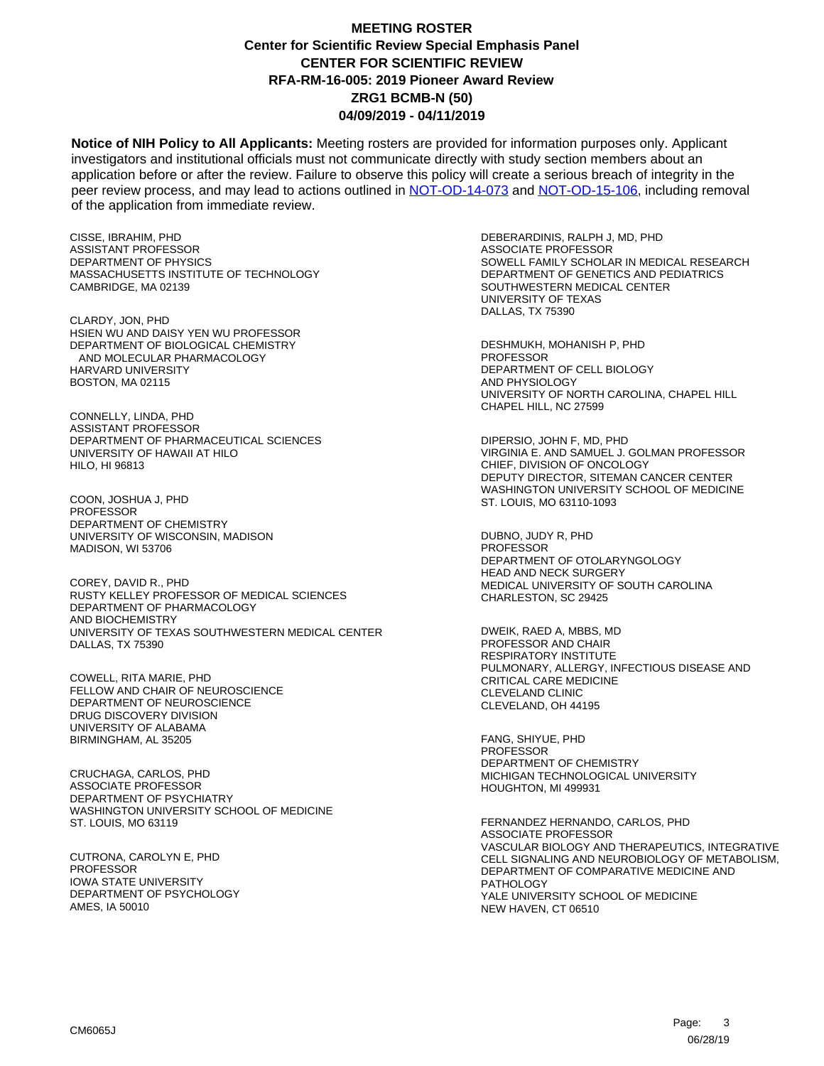**MEETING ROSTER**
**Center for Scientific Review Special Emphasis Panel**
**CENTER FOR SCIENTIFIC REVIEW**
**RFA-RM-16-005: 2019 Pioneer Award Review**
**ZRG1 BCMB-N (50)**
**04/09/2019 - 04/11/2019**

**Notice of NIH Policy to All Applicants:** Meeting rosters are provided for information purposes only. Applicant investigators and institutional officials must not communicate directly with study section members about an application before or after the review. Failure to observe this policy will create a serious breach of integrity in the peer review process, and may lead to actions outlined in [NOT-OD-14-073](NOT-OD-14-073) and [NOT-OD-15-106](NOT-OD-15-106), including removal of the application from immediate review.

CISSE, IBRAHIM, PHD
ASSISTANT PROFESSOR
DEPARTMENT OF PHYSICS
MASSACHUSETTS INSTITUTE OF TECHNOLOGY
CAMBRIDGE, MA 02139

CLARDY, JON, PHD
HSIEN WU AND DAISY YEN WU PROFESSOR
DEPARTMENT OF BIOLOGICAL CHEMISTRY
AND MOLECULAR PHARMACOLOGY
HARVARD UNIVERSITY
BOSTON, MA 02115

CONNELLY, LINDA, PHD
ASSISTANT PROFESSOR
DEPARTMENT OF PHARMACEUTICAL SCIENCES
UNIVERSITY OF HAWAII AT HILO
HILO, HI 96813

COON, JOSHUA J, PHD
PROFESSOR
DEPARTMENT OF CHEMISTRY
UNIVERSITY OF WISCONSIN, MADISON
MADISON, WI 53706

COREY, DAVID R., PHD
RUSTY KELLEY PROFESSOR OF MEDICAL SCIENCES
DEPARTMENT OF PHARMACOLOGY
AND BIOCHEMISTRY
UNIVERSITY OF TEXAS SOUTHWESTERN MEDICAL CENTER
DALLAS, TX 75390

COWELL, RITA MARIE, PHD
FELLOW AND CHAIR OF NEUROSCIENCE
DEPARTMENT OF NEUROSCIENCE
DRUG DISCOVERY DIVISION
UNIVERSITY OF ALABAMA
BIRMINGHAM, AL 35205

CRUCHAGA, CARLOS, PHD
ASSOCIATE PROFESSOR
DEPARTMENT OF PSYCHIATRY
WASHINGTON UNIVERSITY SCHOOL OF MEDICINE
ST. LOUIS, MO 63119

CUTRONA, CAROLYN E, PHD
PROFESSOR
IOWA STATE UNIVERSITY
DEPARTMENT OF PSYCHOLOGY
AMES, IA 50010

DEBERARDINIS, RALPH J, MD, PHD
ASSOCIATE PROFESSOR
SOWELL FAMILY SCHOLAR IN MEDICAL RESEARCH
DEPARTMENT OF GENETICS AND PEDIATRICS
SOUTHWESTERN MEDICAL CENTER
UNIVERSITY OF TEXAS
DALLAS, TX 75390

DESHMUKH, MOHANISH P, PHD
PROFESSOR
DEPARTMENT OF CELL BIOLOGY
AND PHYSIOLOGY
UNIVERSITY OF NORTH CAROLINA, CHAPEL HILL
CHAPEL HILL, NC 27599

DIPERSIO, JOHN F, MD, PHD
VIRGINIA E. AND SAMUEL J. GOLMAN PROFESSOR
CHIEF, DIVISION OF ONCOLOGY
DEPUTY DIRECTOR, SITEMAN CANCER CENTER
WASHINGTON UNIVERSITY SCHOOL OF MEDICINE
ST. LOUIS, MO 63110-1093

DUBNO, JUDY R, PHD
PROFESSOR
DEPARTMENT OF OTOLARYNGOLOGY
HEAD AND NECK SURGERY
MEDICAL UNIVERSITY OF SOUTH CAROLINA
CHARLESTON, SC 29425

DWEIK, RAED A, MBBS, MD
PROFESSOR AND CHAIR
RESPIRATORY INSTITUTE
PULMONARY, ALLERGY, INFECTIOUS DISEASE AND
CRITICAL CARE MEDICINE
CLEVELAND CLINIC
CLEVELAND, OH 44195

FANG, SHIYUE, PHD
PROFESSOR
DEPARTMENT OF CHEMISTRY
MICHIGAN TECHNOLOGICAL UNIVERSITY
HOUGHTON, MI 499931

FERNANDEZ HERNANDO, CARLOS, PHD
ASSOCIATE PROFESSOR
VASCULAR BIOLOGY AND THERAPEUTICS, INTEGRATIVE
CELL SIGNALING AND NEUROBIOLOGY OF METABOLISM,
DEPARTMENT OF COMPARATIVE MEDICINE AND
PATHOLOGY
YALE UNIVERSITY SCHOOL OF MEDICINE
NEW HAVEN, CT 06510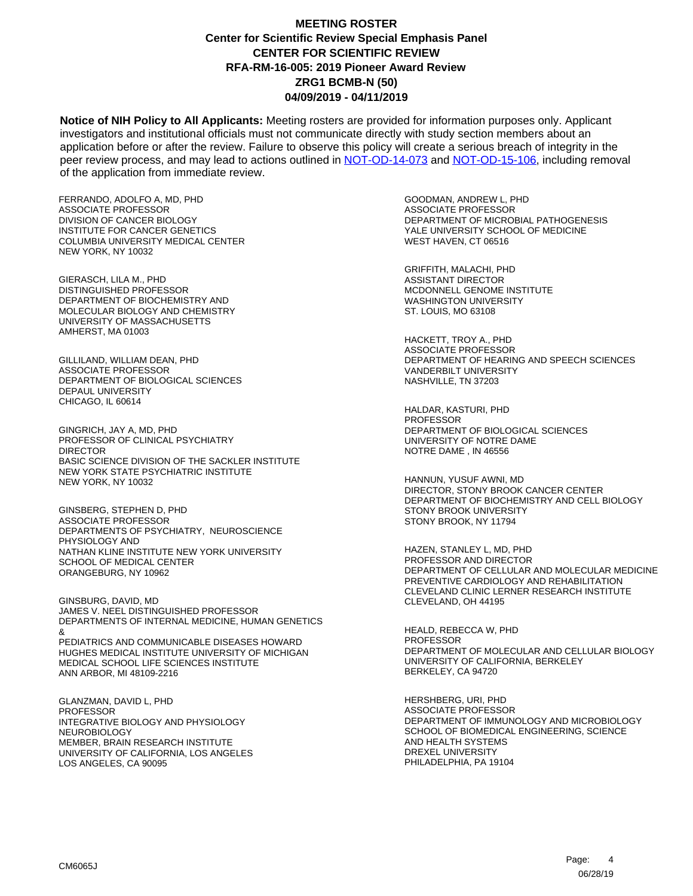# MEETING ROSTER
## Center for Scientific Review Special Emphasis Panel
## CENTER FOR SCIENTIFIC REVIEW
## RFA-RM-16-005: 2019 Pioneer Award Review
## ZRG1 BCMB-N (50)
## 04/09/2019 - 04/11/2019

**Notice of NIH Policy to All Applicants:** Meeting rosters are provided for information purposes only. Applicant investigators and institutional officials must not communicate directly with study section members about an application before or after the review. Failure to observe this policy will create a serious breach of integrity in the peer review process, and may lead to actions outlined in NOT-OD-14-073 and NOT-OD-15-106, including removal of the application from immediate review.

FERRANDO, ADOLFO A, MD, PHD
ASSOCIATE PROFESSOR
DIVISION OF CANCER BIOLOGY
INSTITUTE FOR CANCER GENETICS
COLUMBIA UNIVERSITY MEDICAL CENTER
NEW YORK, NY 10032

GIERASCH, LILA M., PHD
DISTINGUISHED PROFESSOR
DEPARTMENT OF BIOCHEMISTRY AND
MOLECULAR BIOLOGY AND CHEMISTRY
UNIVERSITY OF MASSACHUSETTS
AMHERST, MA 01003

GILLILAND, WILLIAM DEAN, PHD
ASSOCIATE PROFESSOR
DEPARTMENT OF BIOLOGICAL SCIENCES
DEPAUL UNIVERSITY
CHICAGO, IL 60614

GINGRICH, JAY A, MD, PHD
PROFESSOR OF CLINICAL PSYCHIATRY
DIRECTOR
BASIC SCIENCE DIVISION OF THE SACKLER INSTITUTE
NEW YORK STATE PSYCHIATRIC INSTITUTE
NEW YORK, NY 10032

GINSBERG, STEPHEN D, PHD
ASSOCIATE PROFESSOR
DEPARTMENTS OF PSYCHIATRY, NEUROSCIENCE
PHYSIOLOGY AND
NATHAN KLINE INSTITUTE NEW YORK UNIVERSITY
SCHOOL OF MEDICAL CENTER
ORANGEBURG, NY 10962

GINSBURG, DAVID, MD
JAMES V. NEEL DISTINGUISHED PROFESSOR
DEPARTMENTS OF INTERNAL MEDICINE, HUMAN GENETICS
&
PEDIATRICS AND COMMUNICABLE DISEASES HOWARD
HUGHES MEDICAL INSTITUTE UNIVERSITY OF MICHIGAN
MEDICAL SCHOOL LIFE SCIENCES INSTITUTE
ANN ARBOR, MI 48109-2216

GLANZMAN, DAVID L, PHD
PROFESSOR
INTEGRATIVE BIOLOGY AND PHYSIOLOGY
NEUROBIOLOGY
MEMBER, BRAIN RESEARCH INSTITUTE
UNIVERSITY OF CALIFORNIA, LOS ANGELES
LOS ANGELES, CA 90095

GOODMAN, ANDREW L, PHD
ASSOCIATE PROFESSOR
DEPARTMENT OF MICROBIAL PATHOGENESIS
YALE UNIVERSITY SCHOOL OF MEDICINE
WEST HAVEN, CT 06516

GRIFFITH, MALACHI, PHD
ASSISTANT DIRECTOR
MCDONNELL GENOME INSTITUTE
WASHINGTON UNIVERSITY
ST. LOUIS, MO 63108

HACKETT, TROY A., PHD
ASSOCIATE PROFESSOR
DEPARTMENT OF HEARING AND SPEECH SCIENCES
VANDERBILT UNIVERSITY
NASHVILLE, TN 37203

HALDAR, KASTURI, PHD
PROFESSOR
DEPARTMENT OF BIOLOGICAL SCIENCES
UNIVERSITY OF NOTRE DAME
NOTRE DAME , IN 46556

HANNUN, YUSUF AWNI, MD
DIRECTOR, STONY BROOK CANCER CENTER
DEPARTMENT OF BIOCHEMISTRY AND CELL BIOLOGY
STONY BROOK UNIVERSITY
STONY BROOK, NY 11794

HAZEN, STANLEY L, MD, PHD
PROFESSOR AND DIRECTOR
DEPARTMENT OF CELLULAR AND MOLECULAR MEDICINE
PREVENTIVE CARDIOLOGY AND REHABILITATION
CLEVELAND CLINIC LERNER RESEARCH INSTITUTE
CLEVELAND, OH 44195

HEALD, REBECCA W, PHD
PROFESSOR
DEPARTMENT OF MOLECULAR AND CELLULAR BIOLOGY
UNIVERSITY OF CALIFORNIA, BERKELEY
BERKELEY, CA 94720

HERSHBERG, URI, PHD
ASSOCIATE PROFESSOR
DEPARTMENT OF IMMUNOLOGY AND MICROBIOLOGY
SCHOOL OF BIOMEDICAL ENGINEERING, SCIENCE
AND HEALTH SYSTEMS
DREXEL UNIVERSITY
PHILADELPHIA, PA 19104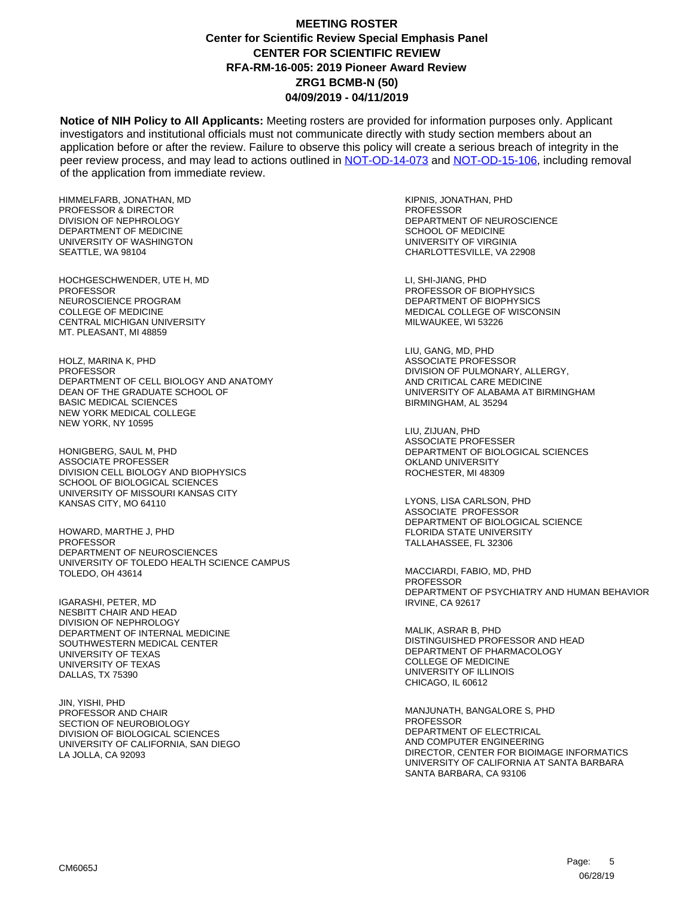# MEETING ROSTER
## Center for Scientific Review Special Emphasis Panel
## CENTER FOR SCIENTIFIC REVIEW
## RFA-RM-16-005: 2019 Pioneer Award Review
## ZRG1 BCMB-N (50)
## 04/09/2019 - 04/11/2019

**Notice of NIH Policy to All Applicants:** Meeting rosters are provided for information purposes only. Applicant investigators and institutional officials must not communicate directly with study section members about an application before or after the review. Failure to observe this policy will create a serious breach of integrity in the peer review process, and may lead to actions outlined in NOT-OD-14-073 and NOT-OD-15-106, including removal of the application from immediate review.

HIMMELFARB, JONATHAN, MD
PROFESSOR & DIRECTOR
DIVISION OF NEPHROLOGY
DEPARTMENT OF MEDICINE
UNIVERSITY OF WASHINGTON
SEATTLE, WA 98104

HOCHGESCHWENDER, UTE H, MD
PROFESSOR
NEUROSCIENCE PROGRAM
COLLEGE OF MEDICINE
CENTRAL MICHIGAN UNIVERSITY
MT. PLEASANT, MI 48859

HOLZ, MARINA K, PHD
PROFESSOR
DEPARTMENT OF CELL BIOLOGY AND ANATOMY
DEAN OF THE GRADUATE SCHOOL OF
BASIC MEDICAL SCIENCES
NEW YORK MEDICAL COLLEGE
NEW YORK, NY 10595

HONIGBERG, SAUL M, PHD
ASSOCIATE PROFESSER
DIVISION CELL BIOLOGY AND BIOPHYSICS
SCHOOL OF BIOLOGICAL SCIENCES
UNIVERSITY OF MISSOURI KANSAS CITY
KANSAS CITY, MO 64110

HOWARD, MARTHE J, PHD
PROFESSOR
DEPARTMENT OF NEUROSCIENCES
UNIVERSITY OF TOLEDO HEALTH SCIENCE CAMPUS
TOLEDO, OH 43614

IGARASHI, PETER, MD
NESBITT CHAIR AND HEAD
DIVISION OF NEPHROLOGY
DEPARTMENT OF INTERNAL MEDICINE
SOUTHWESTERN MEDICAL CENTER
UNIVERSITY OF TEXAS
UNIVERSITY OF TEXAS
DALLAS, TX 75390

JIN, YISHI, PHD
PROFESSOR AND CHAIR
SECTION OF NEUROBIOLOGY
DIVISION OF BIOLOGICAL SCIENCES
UNIVERSITY OF CALIFORNIA, SAN DIEGO
LA JOLLA, CA 92093

KIPNIS, JONATHAN, PHD
PROFESSOR
DEPARTMENT OF NEUROSCIENCE
SCHOOL OF MEDICINE
UNIVERSITY OF VIRGINIA
CHARLOTTESVILLE, VA 22908

LI, SHI-JIANG, PHD
PROFESSOR OF BIOPHYSICS
DEPARTMENT OF BIOPHYSICS
MEDICAL COLLEGE OF WISCONSIN
MILWAUKEE, WI 53226

LIU, GANG, MD, PHD
ASSOCIATE PROFESSOR
DIVISION OF PULMONARY, ALLERGY,
AND CRITICAL CARE MEDICINE
UNIVERSITY OF ALABAMA AT BIRMINGHAM
BIRMINGHAM, AL 35294

LIU, ZIJUAN, PHD
ASSOCIATE PROFESSER
DEPARTMENT OF BIOLOGICAL SCIENCES
OKLAND UNIVERSITY
ROCHESTER, MI 48309

LYONS, LISA CARLSON, PHD
ASSOCIATE PROFESSOR
DEPARTMENT OF BIOLOGICAL SCIENCE
FLORIDA STATE UNIVERSITY
TALLAHASSEE, FL 32306

MACCIARDI, FABIO, MD, PHD
PROFESSOR
DEPARTMENT OF PSYCHIATRY AND HUMAN BEHAVIOR
IRVINE, CA 92617

MALIK, ASRAR B, PHD
DISTINGUISHED PROFESSOR AND HEAD
DEPARTMENT OF PHARMACOLOGY
COLLEGE OF MEDICINE
UNIVERSITY OF ILLINOIS
CHICAGO, IL 60612

MANJUNATH, BANGALORE S, PHD
PROFESSOR
DEPARTMENT OF ELECTRICAL
AND COMPUTER ENGINEERING
DIRECTOR, CENTER FOR BIOIMAGE INFORMATICS
UNIVERSITY OF CALIFORNIA AT SANTA BARBARA
SANTA BARBARA, CA 93106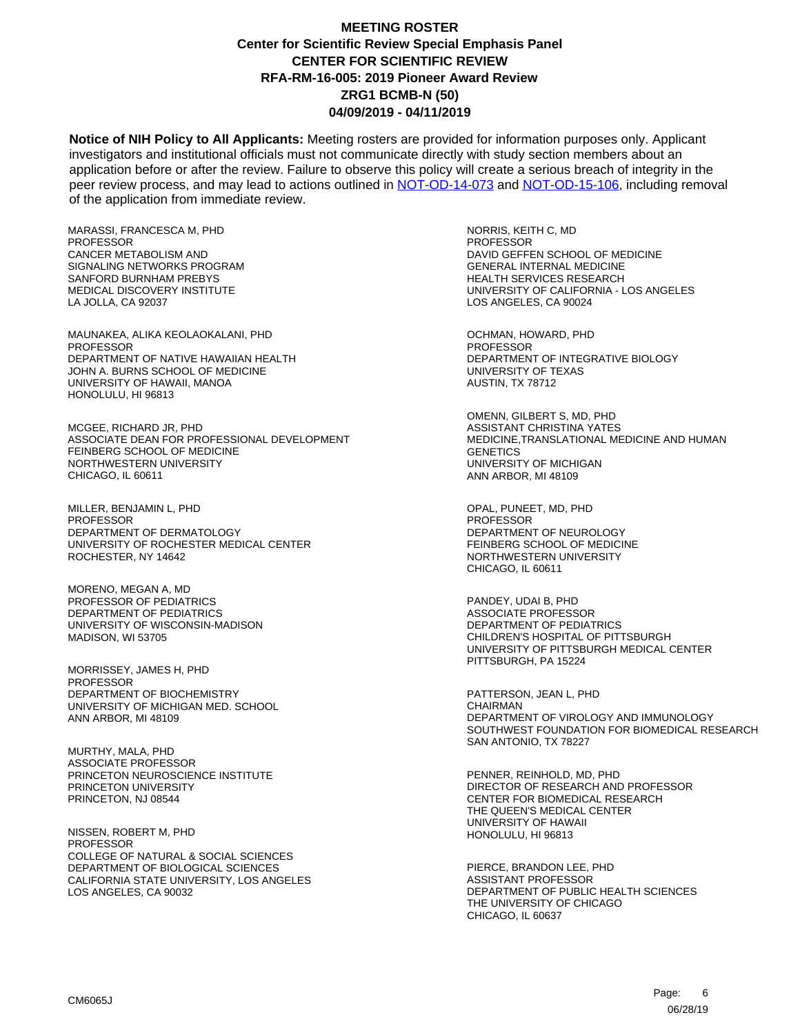# MEETING ROSTER
## Center for Scientific Review Special Emphasis Panel
## CENTER FOR SCIENTIFIC REVIEW
## RFA-RM-16-005: 2019 Pioneer Award Review
## ZRG1 BCMB-N (50)
## 04/09/2019 - 04/11/2019

**Notice of NIH Policy to All Applicants:** Meeting rosters are provided for information purposes only. Applicant investigators and institutional officials must not communicate directly with study section members about an application before or after the review. Failure to observe this policy will create a serious breach of integrity in the peer review process, and may lead to actions outlined in NOT-OD-14-073 and NOT-OD-15-106, including removal of the application from immediate review.

MARASSI, FRANCESCA M, PHD
PROFESSOR
CANCER METABOLISM AND
SIGNALING NETWORKS PROGRAM
SANFORD BURNHAM PREBYS
MEDICAL DISCOVERY INSTITUTE
LA JOLLA, CA 92037

MAUNAKEA, ALIKA KEOLAOKALANI, PHD
PROFESSOR
DEPARTMENT OF NATIVE HAWAIIAN HEALTH
JOHN A. BURNS SCHOOL OF MEDICINE
UNIVERSITY OF HAWAII, MANOA
HONOLULU, HI 96813

MCGEE, RICHARD JR, PHD
ASSOCIATE DEAN FOR PROFESSIONAL DEVELOPMENT
FEINBERG SCHOOL OF MEDICINE
NORTHWESTERN UNIVERSITY
CHICAGO, IL 60611

MILLER, BENJAMIN L, PHD
PROFESSOR
DEPARTMENT OF DERMATOLOGY
UNIVERSITY OF ROCHESTER MEDICAL CENTER
ROCHESTER, NY 14642

MORENO, MEGAN A, MD
PROFESSOR OF PEDIATRICS
DEPARTMENT OF PEDIATRICS
UNIVERSITY OF WISCONSIN-MADISON
MADISON, WI 53705

MORRISSEY, JAMES H, PHD
PROFESSOR
DEPARTMENT OF BIOCHEMISTRY
UNIVERSITY OF MICHIGAN MED. SCHOOL
ANN ARBOR, MI 48109

MURTHY, MALA, PHD
ASSOCIATE PROFESSOR
PRINCETON NEUROSCIENCE INSTITUTE
PRINCETON UNIVERSITY
PRINCETON, NJ 08544

NISSEN, ROBERT M, PHD
PROFESSOR
COLLEGE OF NATURAL & SOCIAL SCIENCES
DEPARTMENT OF BIOLOGICAL SCIENCES
CALIFORNIA STATE UNIVERSITY, LOS ANGELES
LOS ANGELES, CA 90032

NORRIS, KEITH C, MD
PROFESSOR
DAVID GEFFEN SCHOOL OF MEDICINE
GENERAL INTERNAL MEDICINE
HEALTH SERVICES RESEARCH
UNIVERSITY OF CALIFORNIA - LOS ANGELES
LOS ANGELES, CA 90024

OCHMAN, HOWARD, PHD
PROFESSOR
DEPARTMENT OF INTEGRATIVE BIOLOGY
UNIVERSITY OF TEXAS
AUSTIN, TX 78712

OMENN, GILBERT S, MD, PHD
ASSISTANT CHRISTINA YATES
MEDICINE,TRANSLATIONAL MEDICINE AND HUMAN GENETICS
UNIVERSITY OF MICHIGAN
ANN ARBOR, MI 48109

OPAL, PUNEET, MD, PHD
PROFESSOR
DEPARTMENT OF NEUROLOGY
FEINBERG SCHOOL OF MEDICINE
NORTHWESTERN UNIVERSITY
CHICAGO, IL 60611

PANDEY, UDAI B, PHD
ASSOCIATE PROFESSOR
DEPARTMENT OF PEDIATRICS
CHILDREN'S HOSPITAL OF PITTSBURGH
UNIVERSITY OF PITTSBURGH MEDICAL CENTER
PITTSBURGH, PA 15224

PATTERSON, JEAN L, PHD
CHAIRMAN
DEPARTMENT OF VIROLOGY AND IMMUNOLOGY
SOUTHWEST FOUNDATION FOR BIOMEDICAL RESEARCH
SAN ANTONIO, TX 78227

PENNER, REINHOLD, MD, PHD
DIRECTOR OF RESEARCH AND PROFESSOR
CENTER FOR BIOMEDICAL RESEARCH
THE QUEEN'S MEDICAL CENTER
UNIVERSITY OF HAWAII
HONOLULU, HI 96813

PIERCE, BRANDON LEE, PHD
ASSISTANT PROFESSOR
DEPARTMENT OF PUBLIC HEALTH SCIENCES
THE UNIVERSITY OF CHICAGO
CHICAGO, IL 60637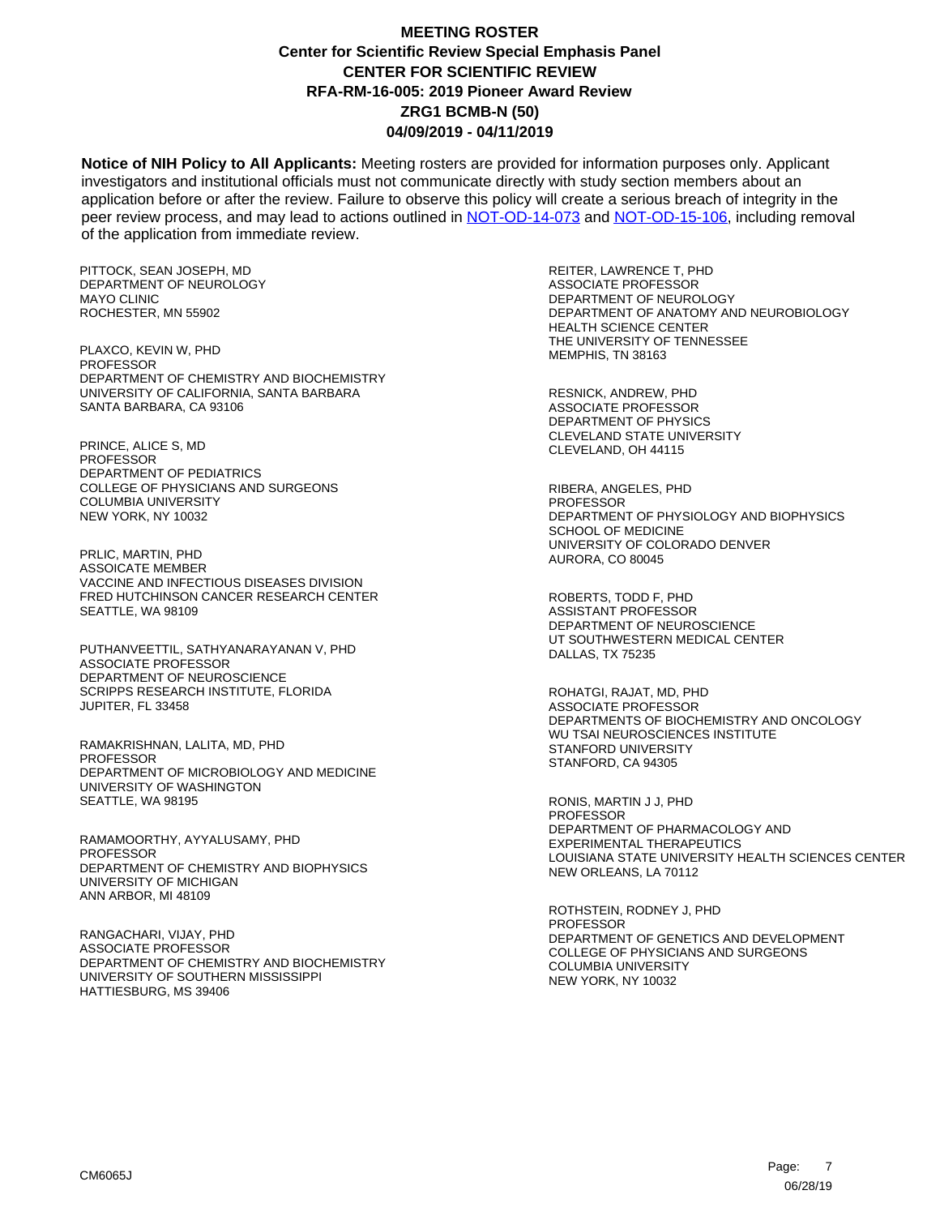# MEETING ROSTER
## Center for Scientific Review Special Emphasis Panel
## CENTER FOR SCIENTIFIC REVIEW
## RFA-RM-16-005: 2019 Pioneer Award Review
## ZRG1 BCMB-N (50)
## 04/09/2019 - 04/11/2019

**Notice of NIH Policy to All Applicants:** Meeting rosters are provided for information purposes only. Applicant investigators and institutional officials must not communicate directly with study section members about an application before or after the review. Failure to observe this policy will create a serious breach of integrity in the peer review process, and may lead to actions outlined in NOT-OD-14-073 and NOT-OD-15-106, including removal of the application from immediate review.

PITTOCK, SEAN JOSEPH, MD
DEPARTMENT OF NEUROLOGY
MAYO CLINIC
ROCHESTER, MN 55902

PLAXCO, KEVIN W, PHD
PROFESSOR
DEPARTMENT OF CHEMISTRY AND BIOCHEMISTRY
UNIVERSITY OF CALIFORNIA, SANTA BARBARA
SANTA BARBARA, CA 93106

PRINCE, ALICE S, MD
PROFESSOR
DEPARTMENT OF PEDIATRICS
COLLEGE OF PHYSICIANS AND SURGEONS
COLUMBIA UNIVERSITY
NEW YORK, NY 10032

PRLIC, MARTIN, PHD
ASSOICATE MEMBER
VACCINE AND INFECTIOUS DISEASES DIVISION
FRED HUTCHINSON CANCER RESEARCH CENTER
SEATTLE, WA 98109

PUTHANVEETTIL, SATHYANARAYANAN V, PHD
ASSOCIATE PROFESSOR
DEPARTMENT OF NEUROSCIENCE
SCRIPPS RESEARCH INSTITUTE, FLORIDA
JUPITER, FL 33458

RAMAKRISHNAN, LALITA, MD, PHD
PROFESSOR
DEPARTMENT OF MICROBIOLOGY AND MEDICINE
UNIVERSITY OF WASHINGTON
SEATTLE, WA 98195

RAMAMOORTHY, AYYALUSAMY, PHD
PROFESSOR
DEPARTMENT OF CHEMISTRY AND BIOPHYSICS
UNIVERSITY OF MICHIGAN
ANN ARBOR, MI 48109

RANGACHARI, VIJAY, PHD
ASSOCIATE PROFESSOR
DEPARTMENT OF CHEMISTRY AND BIOCHEMISTRY
UNIVERSITY OF SOUTHERN MISSISSIPPI
HATTIESBURG, MS 39406

REITER, LAWRENCE T, PHD
ASSOCIATE PROFESSOR
DEPARTMENT OF NEUROLOGY
DEPARTMENT OF ANATOMY AND NEUROBIOLOGY
HEALTH SCIENCE CENTER
THE UNIVERSITY OF TENNESSEE
MEMPHIS, TN 38163

RESNICK, ANDREW, PHD
ASSOCIATE PROFESSOR
DEPARTMENT OF PHYSICS
CLEVELAND STATE UNIVERSITY
CLEVELAND, OH 44115

RIBERA, ANGELES, PHD
PROFESSOR
DEPARTMENT OF PHYSIOLOGY AND BIOPHYSICS
SCHOOL OF MEDICINE
UNIVERSITY OF COLORADO DENVER
AURORA, CO 80045

ROBERTS, TODD F, PHD
ASSISTANT PROFESSOR
DEPARTMENT OF NEUROSCIENCE
UT SOUTHWESTERN MEDICAL CENTER
DALLAS, TX 75235

ROHATGI, RAJAT, MD, PHD
ASSOCIATE PROFESSOR
DEPARTMENTS OF BIOCHEMISTRY AND ONCOLOGY
WU TSAI NEUROSCIENCES INSTITUTE
STANFORD UNIVERSITY
STANFORD, CA 94305

RONIS, MARTIN J J, PHD
PROFESSOR
DEPARTMENT OF PHARMACOLOGY AND
EXPERIMENTAL THERAPEUTICS
LOUISIANA STATE UNIVERSITY HEALTH SCIENCES CENTER
NEW ORLEANS, LA 70112

ROTHSTEIN, RODNEY J, PHD
PROFESSOR
DEPARTMENT OF GENETICS AND DEVELOPMENT
COLLEGE OF PHYSICIANS AND SURGEONS
COLUMBIA UNIVERSITY
NEW YORK, NY 10032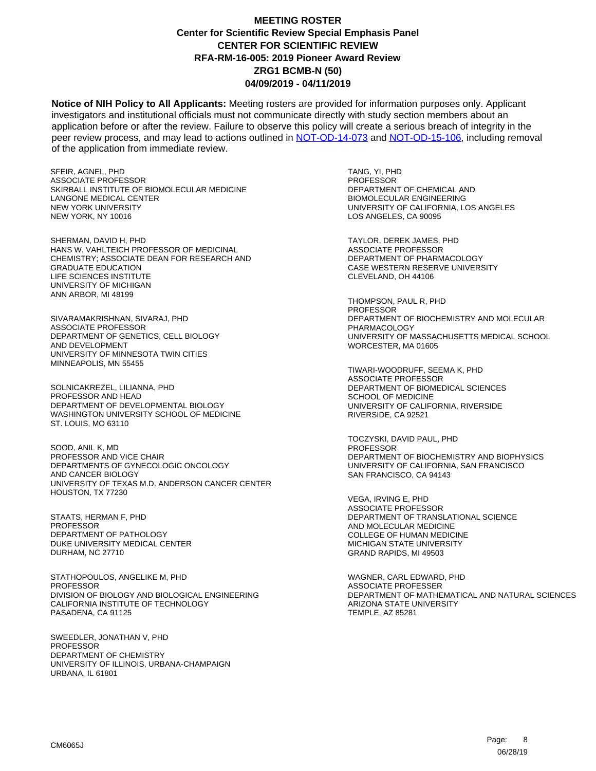# MEETING ROSTER
## Center for Scientific Review Special Emphasis Panel
## CENTER FOR SCIENTIFIC REVIEW
## RFA-RM-16-005: 2019 Pioneer Award Review
## ZRG1 BCMB-N (50)
## 04/09/2019 - 04/11/2019

**Notice of NIH Policy to All Applicants:** Meeting rosters are provided for information purposes only. Applicant investigators and institutional officials must not communicate directly with study section members about an application before or after the review. Failure to observe this policy will create a serious breach of integrity in the peer review process, and may lead to actions outlined in NOT-OD-14-073 and NOT-OD-15-106, including removal of the application from immediate review.

SFEIR, AGNEL, PHD
ASSOCIATE PROFESSOR
SKIRBALL INSTITUTE OF BIOMOLECULAR MEDICINE
LANGONE MEDICAL CENTER
NEW YORK UNIVERSITY
NEW YORK, NY 10016

SHERMAN, DAVID H, PHD
HANS W. VAHLTEICH PROFESSOR OF MEDICINAL CHEMISTRY; ASSOCIATE DEAN FOR RESEARCH AND GRADUATE EDUCATION
LIFE SCIENCES INSTITUTE
UNIVERSITY OF MICHIGAN
ANN ARBOR, MI 48199

SIVARAMAKRISHNAN, SIVARAJ, PHD
ASSOCIATE PROFESSOR
DEPARTMENT OF GENETICS, CELL BIOLOGY AND DEVELOPMENT
UNIVERSITY OF MINNESOTA TWIN CITIES
MINNEAPOLIS, MN 55455

SOLNICAKREZEL, LILIANNA, PHD
PROFESSOR AND HEAD
DEPARTMENT OF DEVELOPMENTAL BIOLOGY
WASHINGTON UNIVERSITY SCHOOL OF MEDICINE
ST. LOUIS, MO 63110

SOOD, ANIL K, MD
PROFESSOR AND VICE CHAIR
DEPARTMENTS OF GYNECOLOGIC ONCOLOGY AND CANCER BIOLOGY
UNIVERSITY OF TEXAS M.D. ANDERSON CANCER CENTER
HOUSTON, TX 77230

STAATS, HERMAN F, PHD
PROFESSOR
DEPARTMENT OF PATHOLOGY
DUKE UNIVERSITY MEDICAL CENTER
DURHAM, NC 27710

STATHOPOULOS, ANGELIKE M, PHD
PROFESSOR
DIVISION OF BIOLOGY AND BIOLOGICAL ENGINEERING
CALIFORNIA INSTITUTE OF TECHNOLOGY
PASADENA, CA 91125

SWEEDLER, JONATHAN V, PHD
PROFESSOR
DEPARTMENT OF CHEMISTRY
UNIVERSITY OF ILLINOIS, URBANA-CHAMPAIGN
URBANA, IL 61801

TANG, YI, PHD
PROFESSOR
DEPARTMENT OF CHEMICAL AND BIOMOLECULAR ENGINEERING
UNIVERSITY OF CALIFORNIA, LOS ANGELES
LOS ANGELES, CA 90095

TAYLOR, DEREK JAMES, PHD
ASSOCIATE PROFESSOR
DEPARTMENT OF PHARMACOLOGY
CASE WESTERN RESERVE UNIVERSITY
CLEVELAND, OH 44106

THOMPSON, PAUL R, PHD
PROFESSOR
DEPARTMENT OF BIOCHEMISTRY AND MOLECULAR PHARMACOLOGY
UNIVERSITY OF MASSACHUSETTS MEDICAL SCHOOL
WORCESTER, MA 01605

TIWARI-WOODRUFF, SEEMA K, PHD
ASSOCIATE PROFESSOR
DEPARTMENT OF BIOMEDICAL SCIENCES
SCHOOL OF MEDICINE
UNIVERSITY OF CALIFORNIA, RIVERSIDE
RIVERSIDE, CA 92521

TOCZYSKI, DAVID PAUL, PHD
PROFESSOR
DEPARTMENT OF BIOCHEMISTRY AND BIOPHYSICS
UNIVERSITY OF CALIFORNIA, SAN FRANCISCO
SAN FRANCISCO, CA 94143

VEGA, IRVING E, PHD
ASSOCIATE PROFESSOR
DEPARTMENT OF TRANSLATIONAL SCIENCE AND MOLECULAR MEDICINE
COLLEGE OF HUMAN MEDICINE
MICHIGAN STATE UNIVERSITY
GRAND RAPIDS, MI 49503

WAGNER, CARL EDWARD, PHD
ASSOCIATE PROFESSER
DEPARTMENT OF MATHEMATICAL AND NATURAL SCIENCES
ARIZONA STATE UNIVERSITY
TEMPLE, AZ 85281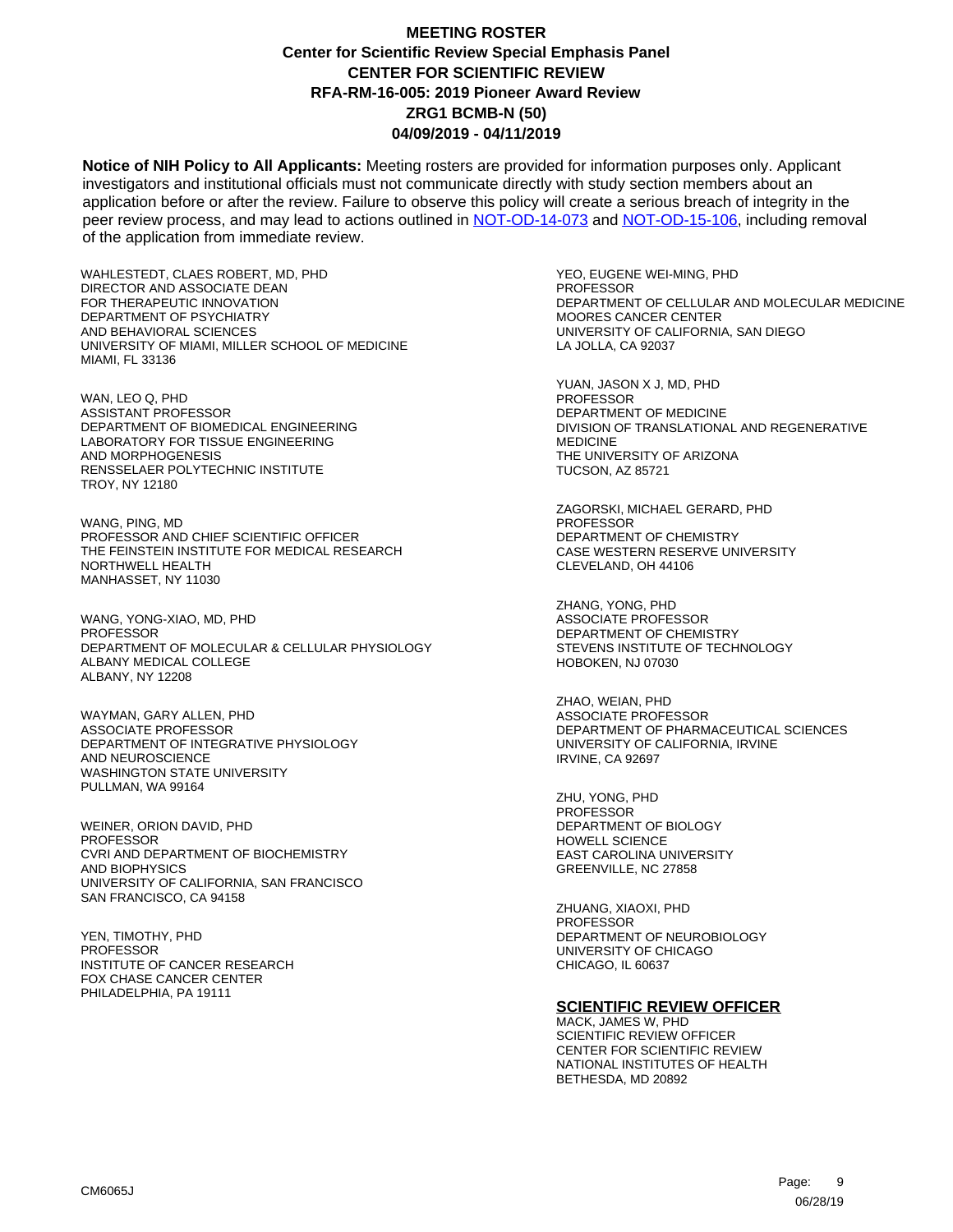# MEETING ROSTER
## Center for Scientific Review Special Emphasis Panel
## CENTER FOR SCIENTIFIC REVIEW
## RFA-RM-16-005: 2019 Pioneer Award Review
## ZRG1 BCMB-N (50)
## 04/09/2019 - 04/11/2019

**Notice of NIH Policy to All Applicants:** Meeting rosters are provided for information purposes only. Applicant investigators and institutional officials must not communicate directly with study section members about an application before or after the review. Failure to observe this policy will create a serious breach of integrity in the peer review process, and may lead to actions outlined in NOT-OD-14-073 and NOT-OD-15-106, including removal of the application from immediate review.

WAHLESTEDT, CLAES ROBERT, MD, PHD
DIRECTOR AND ASSOCIATE DEAN
FOR THERAPEUTIC INNOVATION
DEPARTMENT OF PSYCHIATRY
AND BEHAVIORAL SCIENCES
UNIVERSITY OF MIAMI, MILLER SCHOOL OF MEDICINE
MIAMI, FL 33136

WAN, LEO Q, PHD
ASSISTANT PROFESSOR
DEPARTMENT OF BIOMEDICAL ENGINEERING
LABORATORY FOR TISSUE ENGINEERING
AND MORPHOGENESIS
RENSSELAER POLYTECHNIC INSTITUTE
TROY, NY 12180

WANG, PING, MD
PROFESSOR AND CHIEF SCIENTIFIC OFFICER
THE FEINSTEIN INSTITUTE FOR MEDICAL RESEARCH
NORTHWELL HEALTH
MANHASSET, NY 11030

WANG, YONG-XIAO, MD, PHD
PROFESSOR
DEPARTMENT OF MOLECULAR & CELLULAR PHYSIOLOGY
ALBANY MEDICAL COLLEGE
ALBANY, NY 12208

WAYMAN, GARY ALLEN, PHD
ASSOCIATE PROFESSOR
DEPARTMENT OF INTEGRATIVE PHYSIOLOGY
AND NEUROSCIENCE
WASHINGTON STATE UNIVERSITY
PULLMAN, WA 99164

WEINER, ORION DAVID, PHD
PROFESSOR
CVRI AND DEPARTMENT OF BIOCHEMISTRY
AND BIOPHYSICS
UNIVERSITY OF CALIFORNIA, SAN FRANCISCO
SAN FRANCISCO, CA 94158

YEN, TIMOTHY, PHD
PROFESSOR
INSTITUTE OF CANCER RESEARCH
FOX CHASE CANCER CENTER
PHILADELPHIA, PA 19111

YEO, EUGENE WEI-MING, PHD
PROFESSOR
DEPARTMENT OF CELLULAR AND MOLECULAR MEDICINE
MOORES CANCER CENTER
UNIVERSITY OF CALIFORNIA, SAN DIEGO
LA JOLLA, CA 92037

YUAN, JASON X J, MD, PHD
PROFESSOR
DEPARTMENT OF MEDICINE
DIVISION OF TRANSLATIONAL AND REGENERATIVE MEDICINE
THE UNIVERSITY OF ARIZONA
TUCSON, AZ 85721

ZAGORSKI, MICHAEL GERARD, PHD
PROFESSOR
DEPARTMENT OF CHEMISTRY
CASE WESTERN RESERVE UNIVERSITY
CLEVELAND, OH 44106

ZHANG, YONG, PHD
ASSOCIATE PROFESSOR
DEPARTMENT OF CHEMISTRY
STEVENS INSTITUTE OF TECHNOLOGY
HOBOKEN, NJ 07030

ZHAO, WEIAN, PHD
ASSOCIATE PROFESSOR
DEPARTMENT OF PHARMACEUTICAL SCIENCES
UNIVERSITY OF CALIFORNIA, IRVINE
IRVINE, CA 92697

ZHU, YONG, PHD
PROFESSOR
DEPARTMENT OF BIOLOGY
HOWELL SCIENCE
EAST CAROLINA UNIVERSITY
GREENVILLE, NC 27858

ZHUANG, XIAOXI, PHD
PROFESSOR
DEPARTMENT OF NEUROBIOLOGY
UNIVERSITY OF CHICAGO
CHICAGO, IL 60637

### SCIENTIFIC REVIEW OFFICER

MACK, JAMES W, PHD
SCIENTIFIC REVIEW OFFICER
CENTER FOR SCIENTIFIC REVIEW
NATIONAL INSTITUTES OF HEALTH
BETHESDA, MD 20892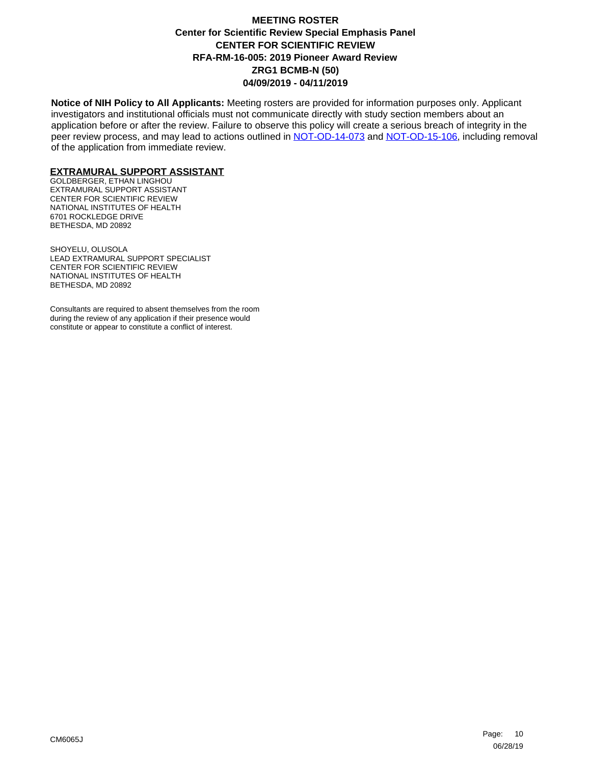**MEETING ROSTER**
**Center for Scientific Review Special Emphasis Panel**
**CENTER FOR SCIENTIFIC REVIEW**
**RFA-RM-16-005: 2019 Pioneer Award Review**
**ZRG1 BCMB-N (50)**
**04/09/2019 - 04/11/2019**

**Notice of NIH Policy to All Applicants:** Meeting rosters are provided for information purposes only. Applicant investigators and institutional officials must not communicate directly with study section members about an application before or after the review. Failure to observe this policy will create a serious breach of integrity in the peer review process, and may lead to actions outlined in NOT-OD-14-073 and NOT-OD-15-106, including removal of the application from immediate review.

## EXTRAMURAL SUPPORT ASSISTANT

GOLDBERGER, ETHAN LINGHOU
EXTRAMURAL SUPPORT ASSISTANT
CENTER FOR SCIENTIFIC REVIEW
NATIONAL INSTITUTES OF HEALTH
6701 ROCKLEDGE DRIVE
BETHESDA, MD 20892

SHOYELU, OLUSOLA
LEAD EXTRAMURAL SUPPORT SPECIALIST
CENTER FOR SCIENTIFIC REVIEW
NATIONAL INSTITUTES OF HEALTH
BETHESDA, MD 20892

Consultants are required to absent themselves from the room during the review of any application if their presence would constitute or appear to constitute a conflict of interest.

CM6065J

06/28/19